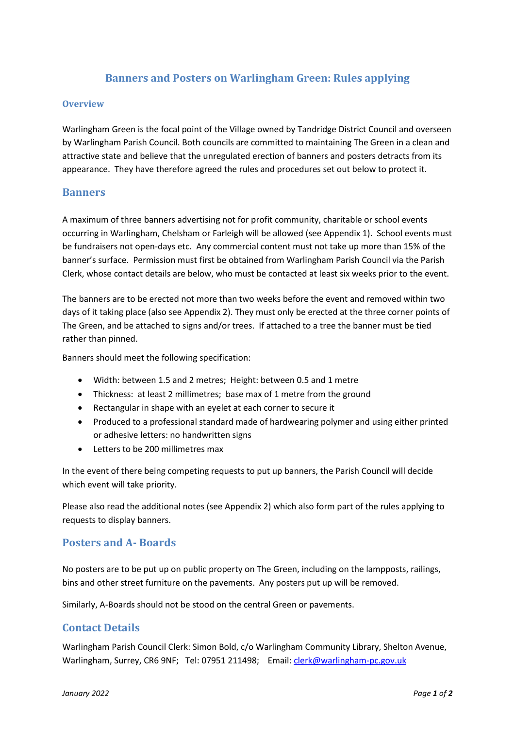# Banners and Posters on Warlingham Green: Rules applying

## Overview

Warlingham Green is the focal point of the Village owned by Tandridge District Council and overseen by Warlingham Parish Council. Both councils are committed to maintaining The Green in a clean and attractive state and believe that the unregulated erection of banners and posters detracts from its appearance. They have therefore agreed the rules and procedures set out below to protect it.

## Banners

A maximum of three banners advertising not for profit community, charitable or school events occurring in Warlingham, Chelsham or Farleigh will be allowed (see Appendix 1). School events must be fundraisers not open-days etc. Any commercial content must not take up more than 15% of the banner's surface. Permission must first be obtained from Warlingham Parish Council via the Parish Clerk, whose contact details are below, who must be contacted at least six weeks prior to the event.

The banners are to be erected not more than two weeks before the event and removed within two days of it taking place (also see Appendix 2). They must only be erected at the three corner points of The Green, and be attached to signs and/or trees. If attached to a tree the banner must be tied rather than pinned.

Banners should meet the following specification:

- Width: between 1.5 and 2 metres; Height: between 0.5 and 1 metre
- Thickness: at least 2 millimetres; base max of 1 metre from the ground
- Rectangular in shape with an eyelet at each corner to secure it
- Produced to a professional standard made of hardwearing polymer and using either printed or adhesive letters: no handwritten signs
- Letters to be 200 millimetres max

In the event of there being competing requests to put up banners, the Parish Council will decide which event will take priority.

Please also read the additional notes (see Appendix 2) which also form part of the rules applying to requests to display banners.

## Posters and A- Boards

No posters are to be put up on public property on The Green, including on the lampposts, railings, bins and other street furniture on the pavements. Any posters put up will be removed.

Similarly, A-Boards should not be stood on the central Green or pavements.

## Contact Details

Warlingham Parish Council Clerk: Simon Bold, c/o Warlingham Community Library, Shelton Avenue, Warlingham, Surrey, CR6 9NF; Tel: 07951 211498; Email: clerk@warlingham-pc.gov.uk

*January 2022*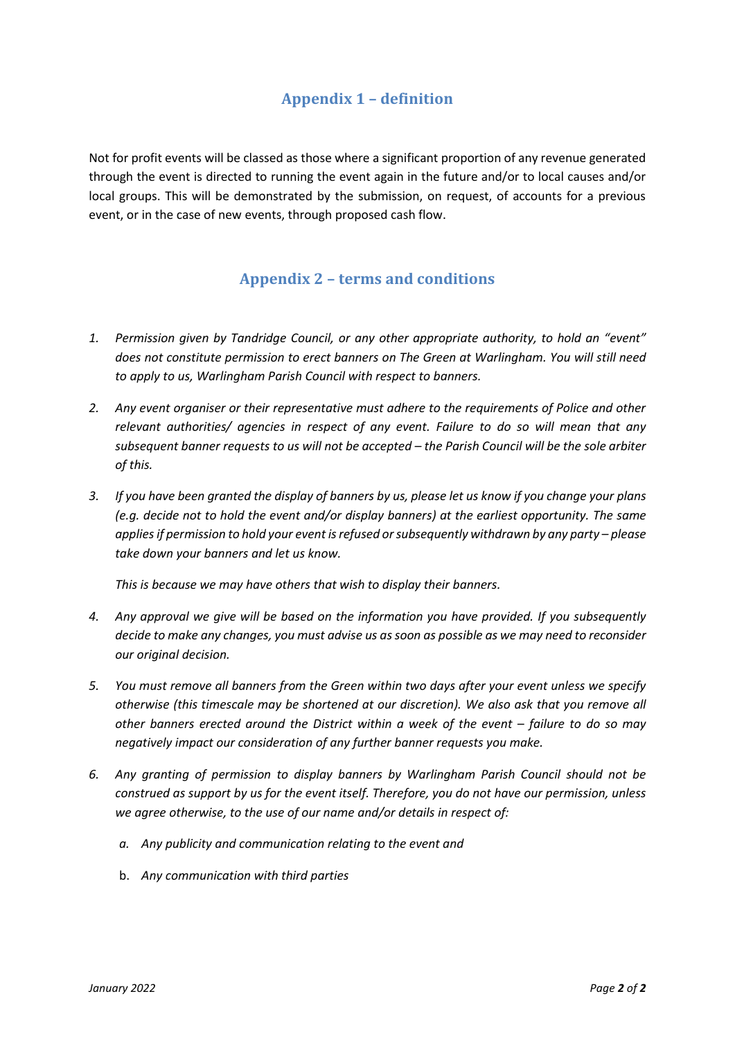## Appendix 1 – definition

Not for profit events will be classed as those where a significant proportion of any revenue generated through the event is directed to running the event again in the future and/or to local causes and/or local groups. This will be demonstrated by the submission, on request, of accounts for a previous event, or in the case of new events, through proposed cash flow.

## Appendix 2 – terms and conditions

1. *Permission given by Tandridge Council, or any other appropriate authority, to hold an "event" does not constitute permission to erect banners on The Green at Warlingham. You will still need to apply to us, Warlingham Parish Council with respect to banners.*

2. *Any event organiser or their representative must adhere to the requirements of Police and other relevant authorities/ agencies in respect of any event. Failure to do so will mean that any subsequent banner requests to us will not be accepted – the Parish Council will be the sole arbiter of this.*

3. *If you have been granted the display of banners by us, please let us know if you change your plans (e.g. decide not to hold the event and/or display banners) at the earliest opportunity. The same applies if permission to hold your event is refused or subsequently withdrawn by any party – please take down your banners and let us know.*

   *This is because we may have others that wish to display their banners.*

4. *Any approval we give will be based on the information you have provided. If you subsequently decide to make any changes, you must advise us as soon as possible as we may need to reconsider our original decision.*

5. *You must remove all banners from the Green within two days after your event unless we specify otherwise (this timescale may be shortened at our discretion). We also ask that you remove all other banners erected around the District within a week of the event – failure to do so may negatively impact our consideration of any further banner requests you make.*

6. *Any granting of permission to display banners by Warlingham Parish Council should not be construed as support by us for the event itself. Therefore, you do not have our permission, unless we agree otherwise, to the use of our name and/or details in respect of:*

   a. *Any publicity and communication relating to the event and*

   b. *Any communication with third parties*

*January 2022*